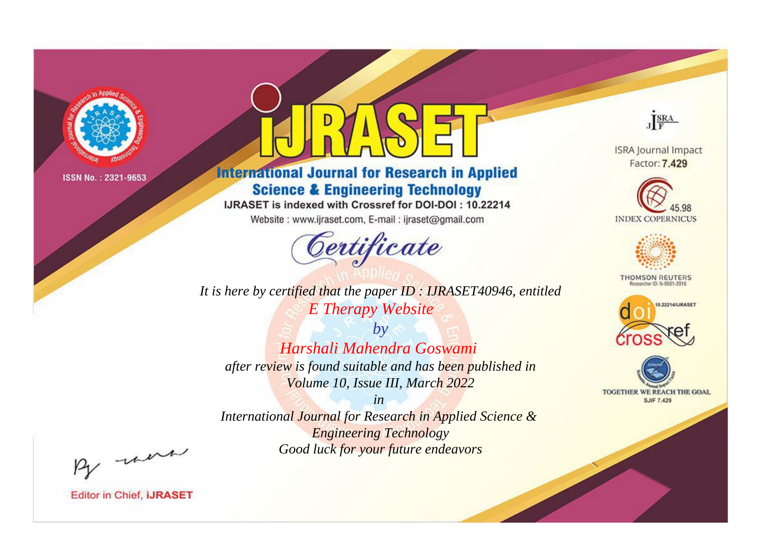ISSN No. : 2321-9653

# iJRASET

## International Journal for Research in Applied Science & Engineering Technology

IJRASET is indexed with Crossref for DOI-DOI : 10.22214

Website : www.ijraset.com, E-mail : ijraset@gmail.com

## Certificate

*It is here by certified that the paper ID : IJRASET40946, entitled*

*E Therapy Website*

*by*

*Harshali Mahendra Goswami*

*after review is found suitable and has been published in*

*Volume 10, Issue III, March 2022*

*in*

*International Journal for Research in Applied Science & Engineering Technology*

*Good luck for your future endeavors*

ISRA Journal Impact Factor: **7.429**

45.98 INDEX COPERNICUS

THOMSON REUTERS Researcher ID: N-9681-2016

10.22214/IJRASET

TOGETHER WE REACH THE GOAL SJIF 7.429

Editor in Chief, **iJRASET**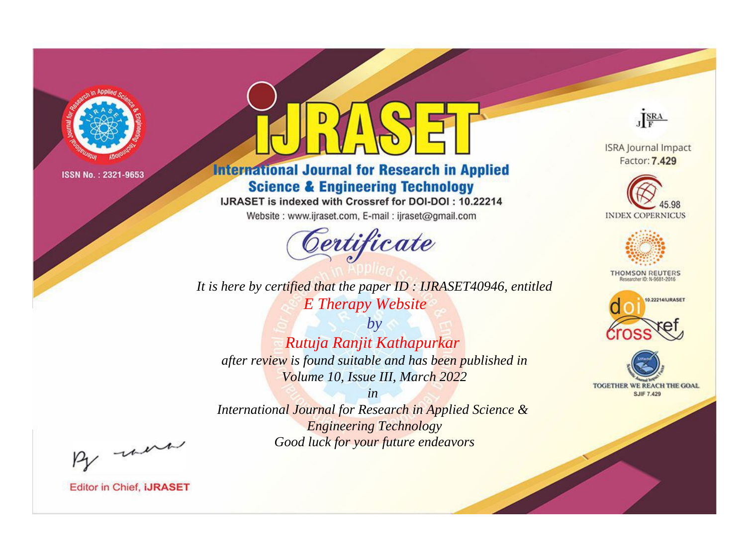ISSN No. : 2321-9653

# iJRASET

## International Journal for Research in Applied Science & Engineering Technology

IJRASET is indexed with Crossref for DOI-DOI : 10.22214

Website : www.ijraset.com, E-mail : ijraset@gmail.com

ISRA Journal Impact Factor: **7.429**

45.98 INDEX COPERNICUS

THOMSON REUTERS Researcher ID: N-9681-2016

10.22214/IJRASET

TOGETHER WE REACH THE GOAL SJIF 7.429

# Certificate

*It is here by certified that the paper ID : IJRASET40946, entitled*

*E Therapy Website*

*by*

*Rutuja Ranjit Kathapurkar*

*after review is found suitable and has been published in*

*Volume 10, Issue III, March 2022*

*in*

*International Journal for Research in Applied Science & Engineering Technology*

*Good luck for your future endeavors*

Editor in Chief, **iJRASET**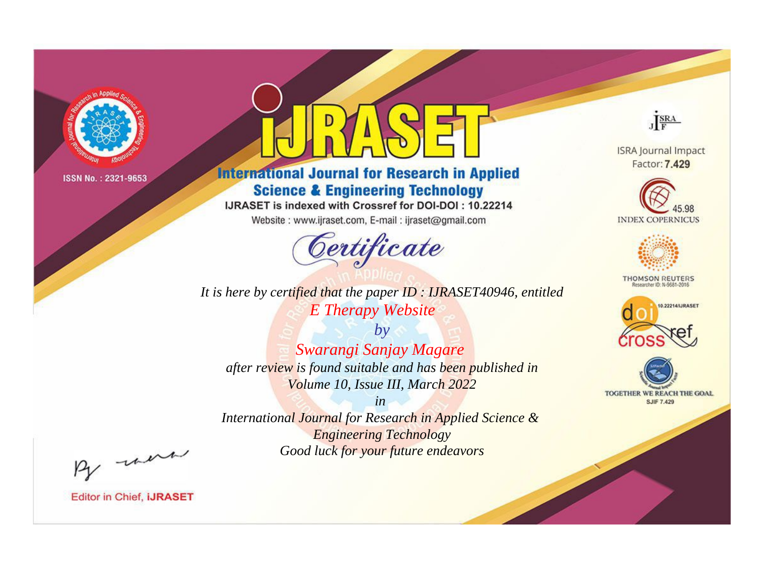ISSN No. : 2321-9653

# iJRASET

## International Journal for Research in Applied Science & Engineering Technology

IJRASET is indexed with Crossref for DOI-DOI : 10.22214

Website : www.ijraset.com, E-mail : ijraset@gmail.com

*Certificate*

*It is here by certified that the paper ID : IJRASET40946, entitled*

*E Therapy Website*

*by*

*Swarangi Sanjay Magare*

*after review is found suitable and has been published in*

*Volume 10, Issue III, March 2022*

*in*

*International Journal for Research in Applied Science & Engineering Technology*

*Good luck for your future endeavors*

ISRA Journal Impact Factor: **7.429**

45.98 INDEX COPERNICUS

THOMSON REUTERS Researcher ID: N-9681-2016

10.22214/IJRASET

TOGETHER WE REACH THE GOAL SJIF 7.429

Editor in Chief, **iJRASET**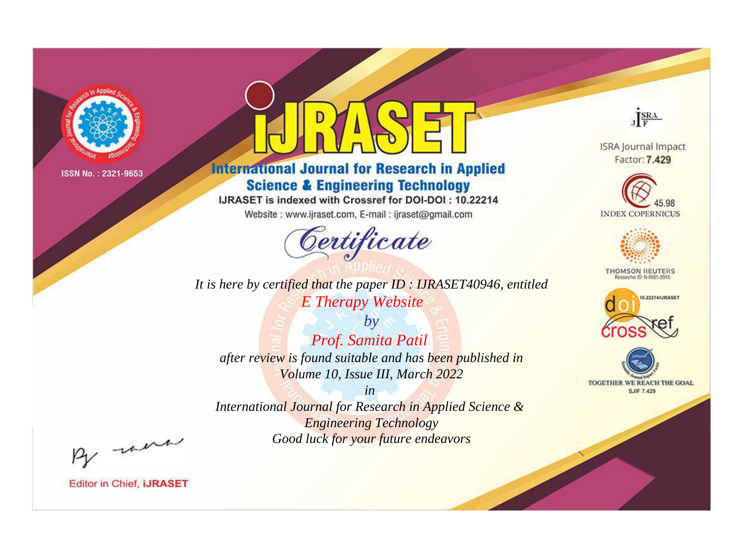ISSN No. : 2321-9653

# iJRASET

## International Journal for Research in Applied Science & Engineering Technology

IJRASET is indexed with Crossref for DOI-DOI : 10.22214

Website : www.ijraset.com, E-mail : ijraset@gmail.com

ISRA Journal Impact Factor: **7.429**

45.98 INDEX COPERNICUS

THOMSON REUTERS Researcher ID: N-9681-2016

10.22214/IJRASET

TOGETHER WE REACH THE GOAL SJIF 7.429

*Certificate*

*It is here by certified that the paper ID : IJRASET40946, entitled*

*E Therapy Website*

*by*

*Prof. Samita Patil*

*after review is found suitable and has been published in*

*Volume 10, Issue III, March 2022*

*in*

*International Journal for Research in Applied Science & Engineering Technology*

*Good luck for your future endeavors*

Editor in Chief, **iJRASET**